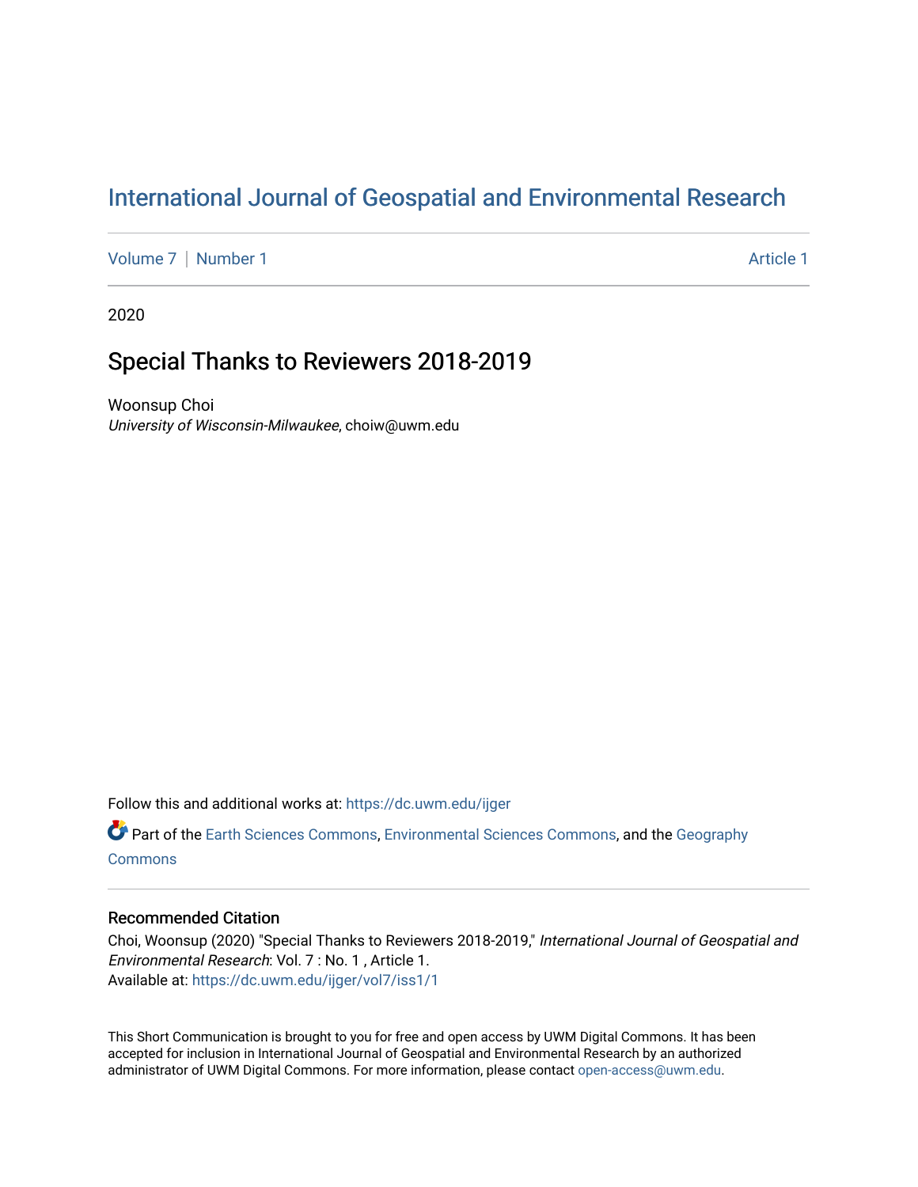# International Journal of Geospatial and Environmental Research

Volume 7 | Number 1 Article 1

2020

## Special Thanks to Reviewers 2018-2019

Woonsup Choi
*University of Wisconsin-Milwaukee*, choiw@uwm.edu

Follow this and additional works at: https://dc.uwm.edu/ijger

Part of the Earth Sciences Commons, Environmental Sciences Commons, and the Geography Commons

### Recommended Citation

Choi, Woonsup (2020) "Special Thanks to Reviewers 2018-2019," *International Journal of Geospatial and Environmental Research*: Vol. 7 : No. 1 , Article 1.
Available at: https://dc.uwm.edu/ijger/vol7/iss1/1

This Short Communication is brought to you for free and open access by UWM Digital Commons. It has been accepted for inclusion in International Journal of Geospatial and Environmental Research by an authorized administrator of UWM Digital Commons. For more information, please contact open-access@uwm.edu.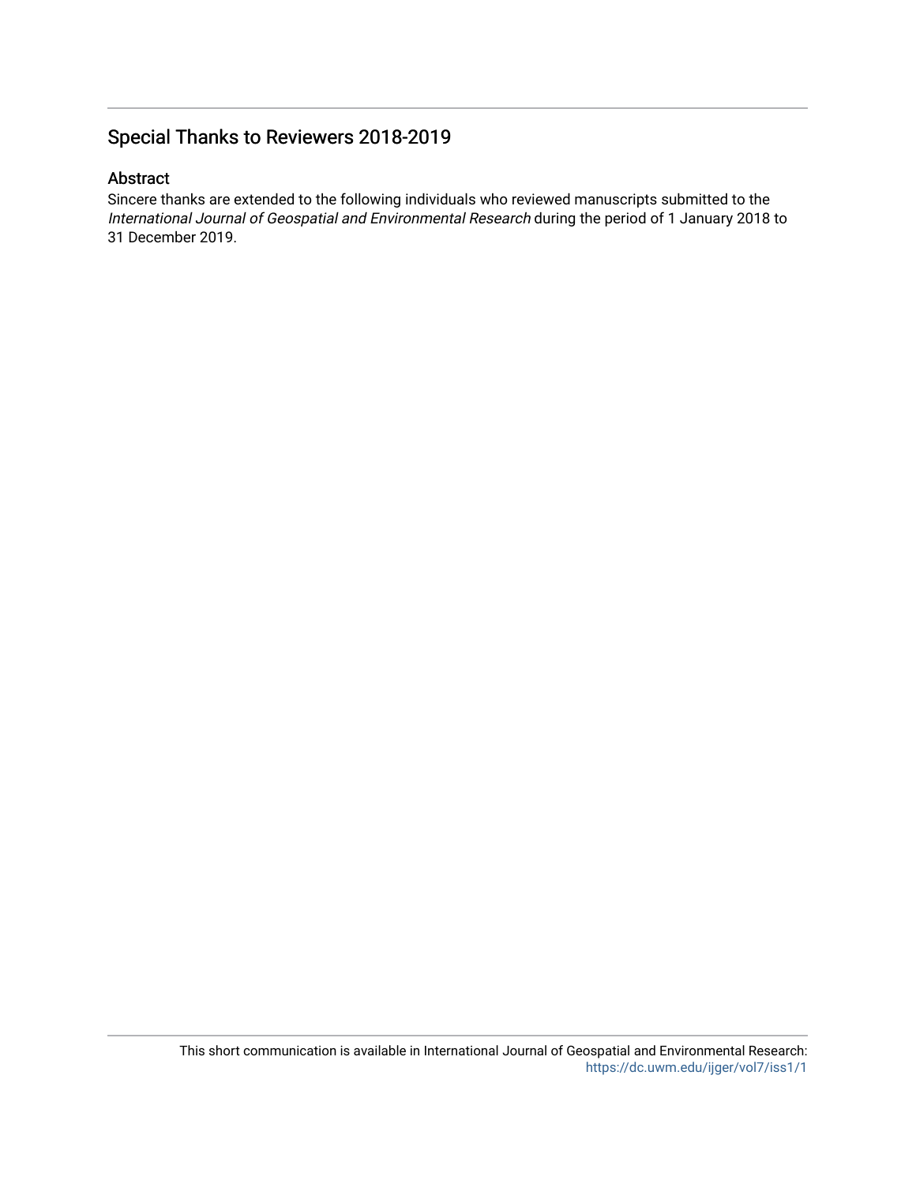# Special Thanks to Reviewers 2018-2019

## Abstract

Sincere thanks are extended to the following individuals who reviewed manuscripts submitted to the *International Journal of Geospatial and Environmental Research* during the period of 1 January 2018 to 31 December 2019.

This short communication is available in International Journal of Geospatial and Environmental Research: https://dc.uwm.edu/ijger/vol7/iss1/1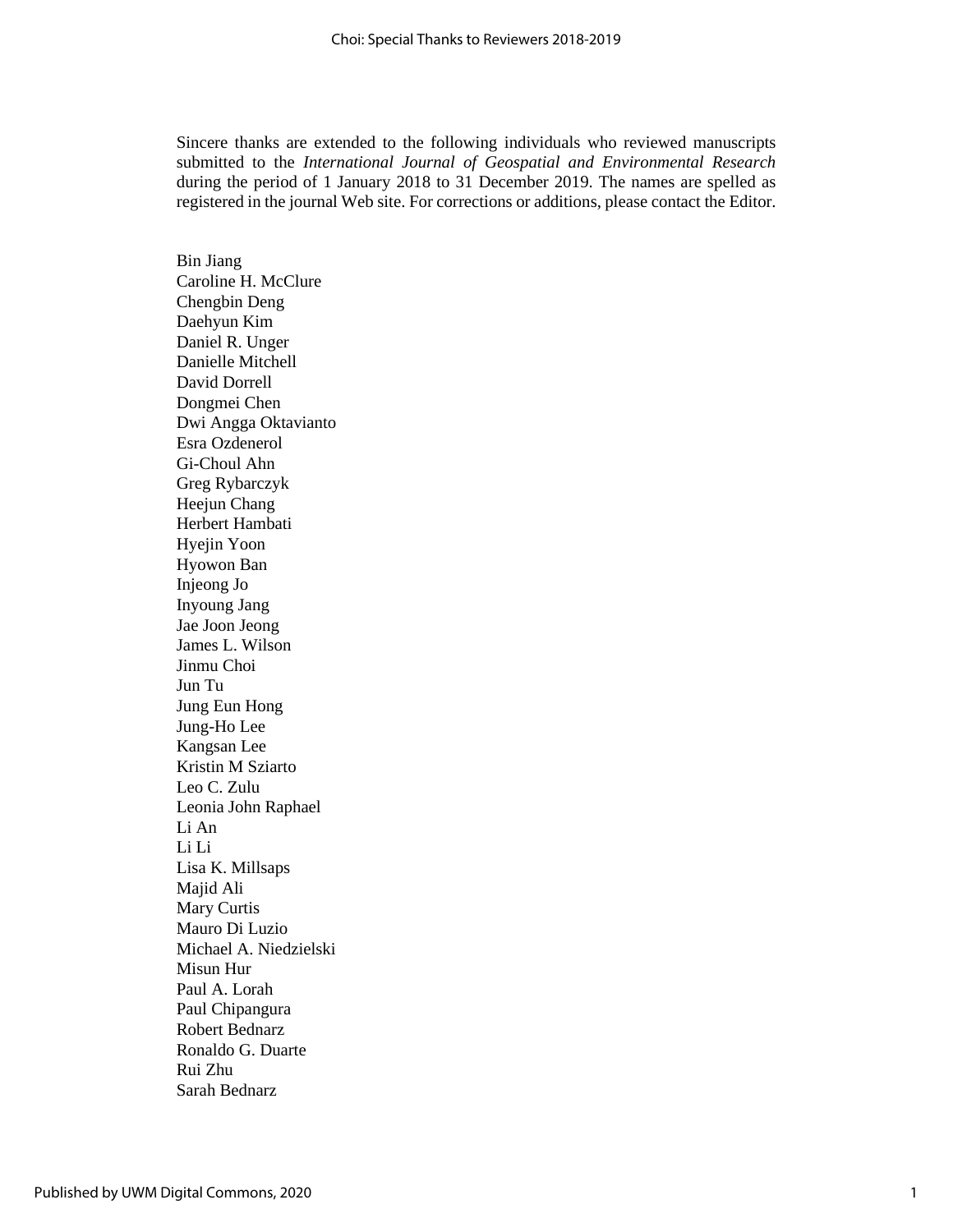Sincere thanks are extended to the following individuals who reviewed manuscripts submitted to the *International Journal of Geospatial and Environmental Research* during the period of 1 January 2018 to 31 December 2019. The names are spelled as registered in the journal Web site. For corrections or additions, please contact the Editor.

Bin Jiang
Caroline H. McClure
Chengbin Deng
Daehyun Kim
Daniel R. Unger
Danielle Mitchell
David Dorrell
Dongmei Chen
Dwi Angga Oktavianto
Esra Ozdenerol
Gi-Choul Ahn
Greg Rybarczyk
Heejun Chang
Herbert Hambati
Hyejin Yoon
Hyowon Ban
Injeong Jo
Inyoung Jang
Jae Joon Jeong
James L. Wilson
Jinmu Choi
Jun Tu
Jung Eun Hong
Jung-Ho Lee
Kangsan Lee
Kristin M Sziarto
Leo C. Zulu
Leonia John Raphael
Li An
Li Li
Lisa K. Millsaps
Majid Ali
Mary Curtis
Mauro Di Luzio
Michael A. Niedzielski
Misun Hur
Paul A. Lorah
Paul Chipangura
Robert Bednarz
Ronaldo G. Duarte
Rui Zhu
Sarah Bednarz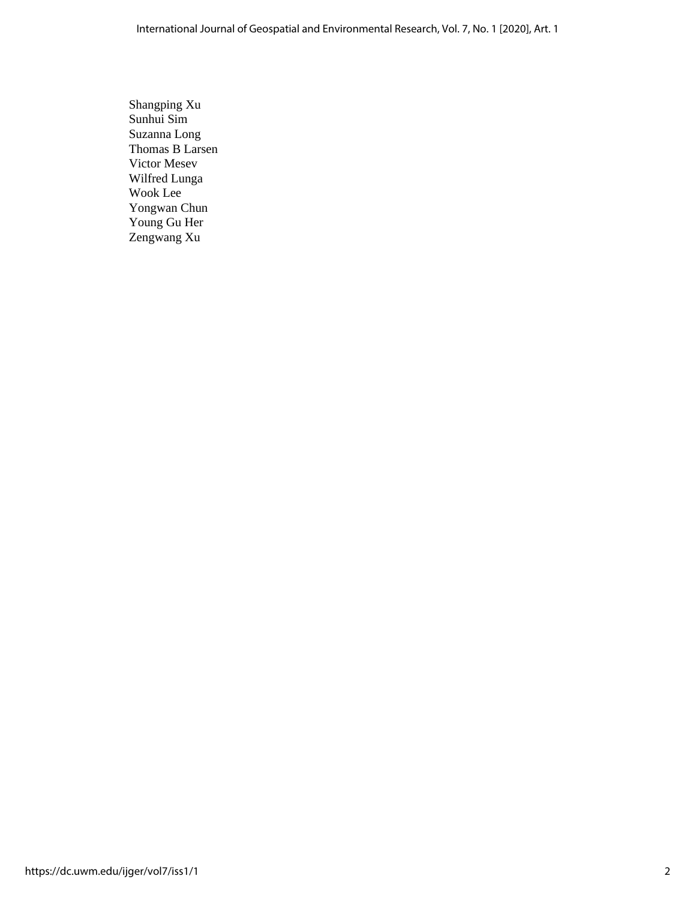Shangping Xu
Sunhui Sim
Suzanna Long
Thomas B Larsen
Victor Mesev
Wilfred Lunga
Wook Lee
Yongwan Chun
Young Gu Her
Zengwang Xu